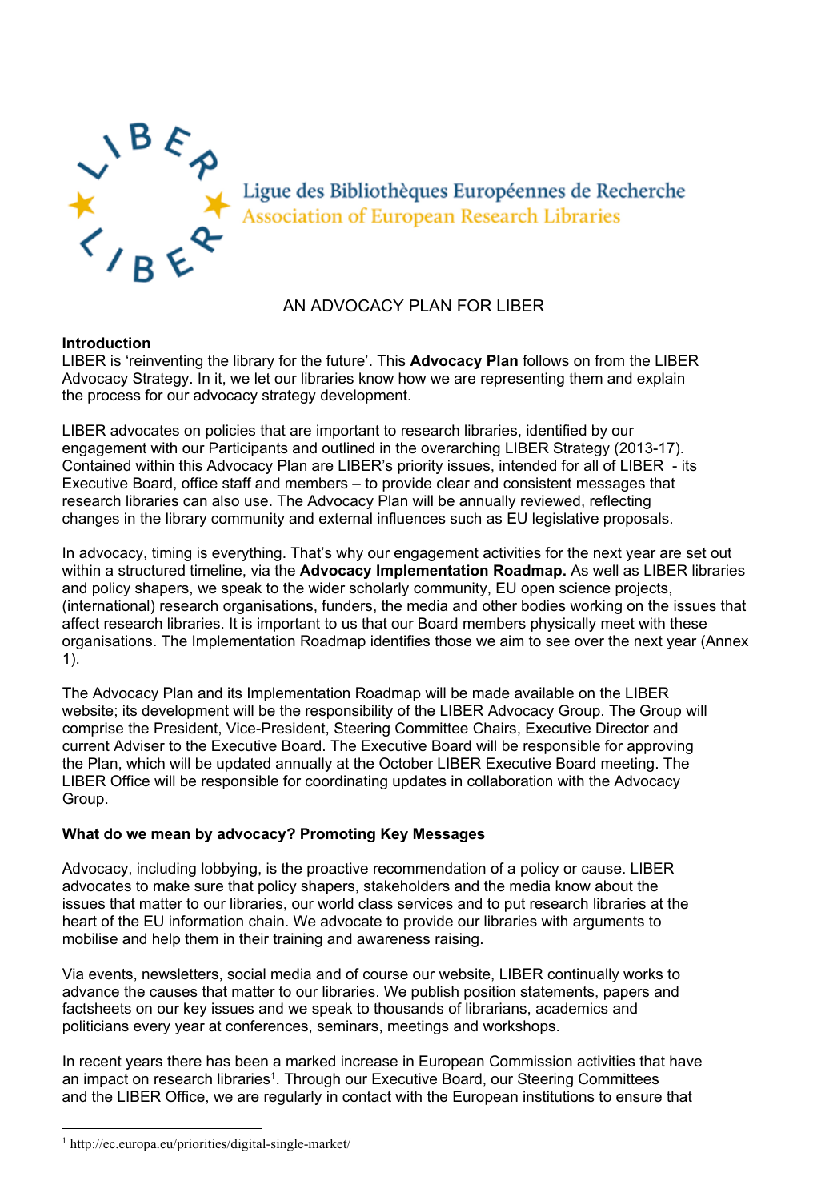Ligue des Bibliothèques Européennes de Recherche
Association of European Research Libraries

# AN ADVOCACY PLAN FOR LIBER

## Introduction

LIBER is 'reinventing the library for the future'. This **Advocacy Plan** follows on from the LIBER Advocacy Strategy. In it, we let our libraries know how we are representing them and explain the process for our advocacy strategy development.

LIBER advocates on policies that are important to research libraries, identified by our engagement with our Participants and outlined in the overarching LIBER Strategy (2013-17). Contained within this Advocacy Plan are LIBER's priority issues, intended for all of LIBER - its Executive Board, office staff and members – to provide clear and consistent messages that research libraries can also use. The Advocacy Plan will be annually reviewed, reflecting changes in the library community and external influences such as EU legislative proposals.

In advocacy, timing is everything. That's why our engagement activities for the next year are set out within a structured timeline, via the **Advocacy Implementation Roadmap.** As well as LIBER libraries and policy shapers, we speak to the wider scholarly community, EU open science projects, (international) research organisations, funders, the media and other bodies working on the issues that affect research libraries. It is important to us that our Board members physically meet with these organisations. The Implementation Roadmap identifies those we aim to see over the next year (Annex 1).

The Advocacy Plan and its Implementation Roadmap will be made available on the LIBER website; its development will be the responsibility of the LIBER Advocacy Group. The Group will comprise the President, Vice-President, Steering Committee Chairs, Executive Director and current Adviser to the Executive Board. The Executive Board will be responsible for approving the Plan, which will be updated annually at the October LIBER Executive Board meeting. The LIBER Office will be responsible for coordinating updates in collaboration with the Advocacy Group.

## What do we mean by advocacy? Promoting Key Messages

Advocacy, including lobbying, is the proactive recommendation of a policy or cause. LIBER advocates to make sure that policy shapers, stakeholders and the media know about the issues that matter to our libraries, our world class services and to put research libraries at the heart of the EU information chain. We advocate to provide our libraries with arguments to mobilise and help them in their training and awareness raising.

Via events, newsletters, social media and of course our website, LIBER continually works to advance the causes that matter to our libraries. We publish position statements, papers and factsheets on our key issues and we speak to thousands of librarians, academics and politicians every year at conferences, seminars, meetings and workshops.

In recent years there has been a marked increase in European Commission activities that have an impact on research libraries[1]. Through our Executive Board, our Steering Committees and the LIBER Office, we are regularly in contact with the European institutions to ensure that

[1] http://ec.europa.eu/priorities/digital-single-market/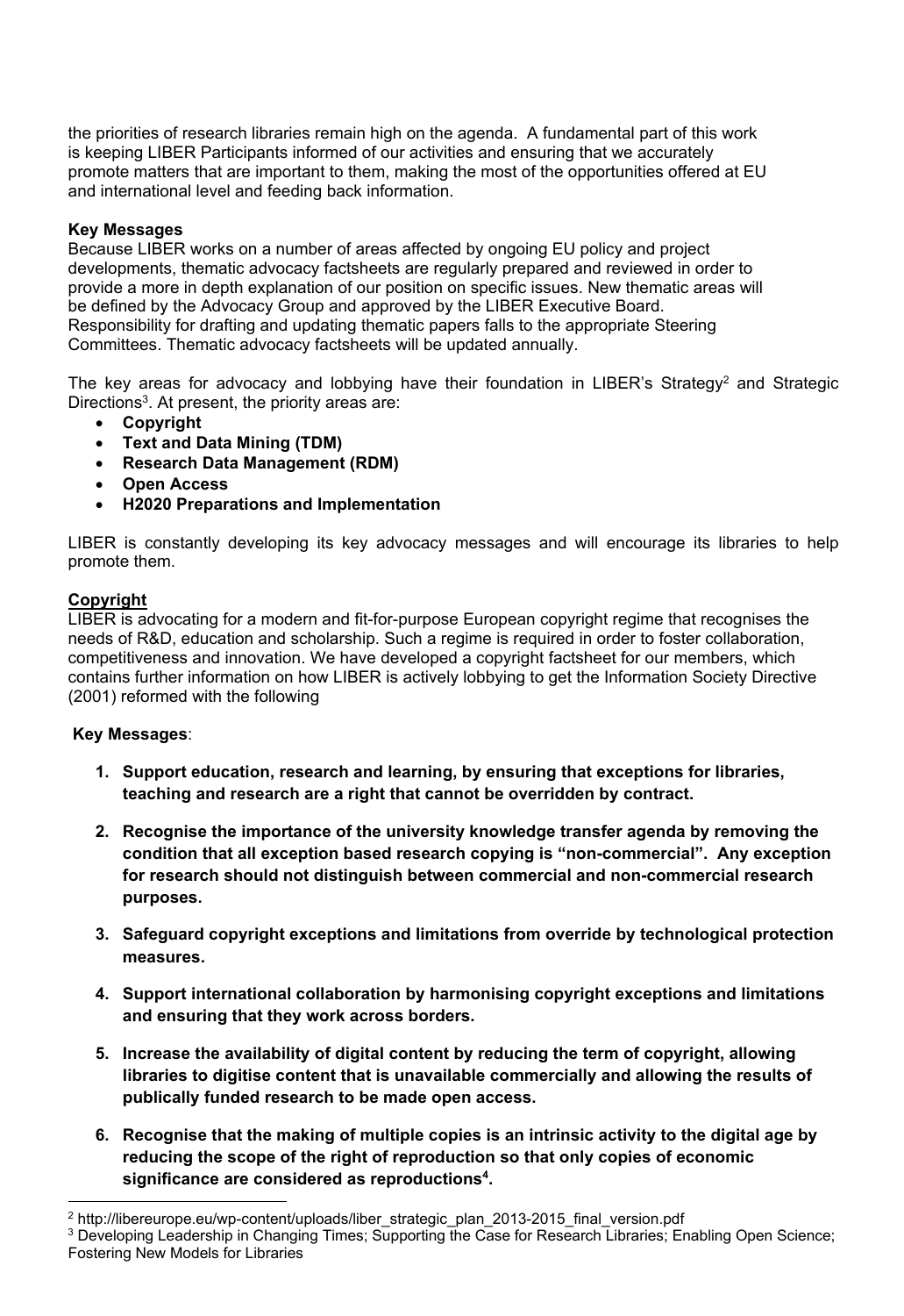the priorities of research libraries remain high on the agenda. A fundamental part of this work is keeping LIBER Participants informed of our activities and ensuring that we accurately promote matters that are important to them, making the most of the opportunities offered at EU and international level and feeding back information.

**Key Messages**

Because LIBER works on a number of areas affected by ongoing EU policy and project developments, thematic advocacy factsheets are regularly prepared and reviewed in order to provide a more in depth explanation of our position on specific issues. New thematic areas will be defined by the Advocacy Group and approved by the LIBER Executive Board. Responsibility for drafting and updating thematic papers falls to the appropriate Steering Committees. Thematic advocacy factsheets will be updated annually.

The key areas for advocacy and lobbying have their foundation in LIBER's Strategy[2] and Strategic Directions[3]. At present, the priority areas are:

- **Copyright**
- **Text and Data Mining (TDM)**
- **Research Data Management (RDM)**
- **Open Access**
- **H2020 Preparations and Implementation**

LIBER is constantly developing its key advocacy messages and will encourage its libraries to help promote them.

**Copyright**

LIBER is advocating for a modern and fit-for-purpose European copyright regime that recognises the needs of R&D, education and scholarship. Such a regime is required in order to foster collaboration, competitiveness and innovation. We have developed a copyright factsheet for our members, which contains further information on how LIBER is actively lobbying to get the Information Society Directive (2001) reformed with the following

**Key Messages**:

1. **Support education, research and learning, by ensuring that exceptions for libraries, teaching and research are a right that cannot be overridden by contract.**
2. **Recognise the importance of the university knowledge transfer agenda by removing the condition that all exception based research copying is "non-commercial". Any exception for research should not distinguish between commercial and non-commercial research purposes.**
3. **Safeguard copyright exceptions and limitations from override by technological protection measures.**
4. **Support international collaboration by harmonising copyright exceptions and limitations and ensuring that they work across borders.**
5. **Increase the availability of digital content by reducing the term of copyright, allowing libraries to digitise content that is unavailable commercially and allowing the results of publically funded research to be made open access.**
6. **Recognise that the making of multiple copies is an intrinsic activity to the digital age by reducing the scope of the right of reproduction so that only copies of economic significance are considered as reproductions[4].**

---

[2] http://libereurope.eu/wp-content/uploads/liber_strategic_plan_2013-2015_final_version.pdf

[3] Developing Leadership in Changing Times; Supporting the Case for Research Libraries; Enabling Open Science; Fostering New Models for Libraries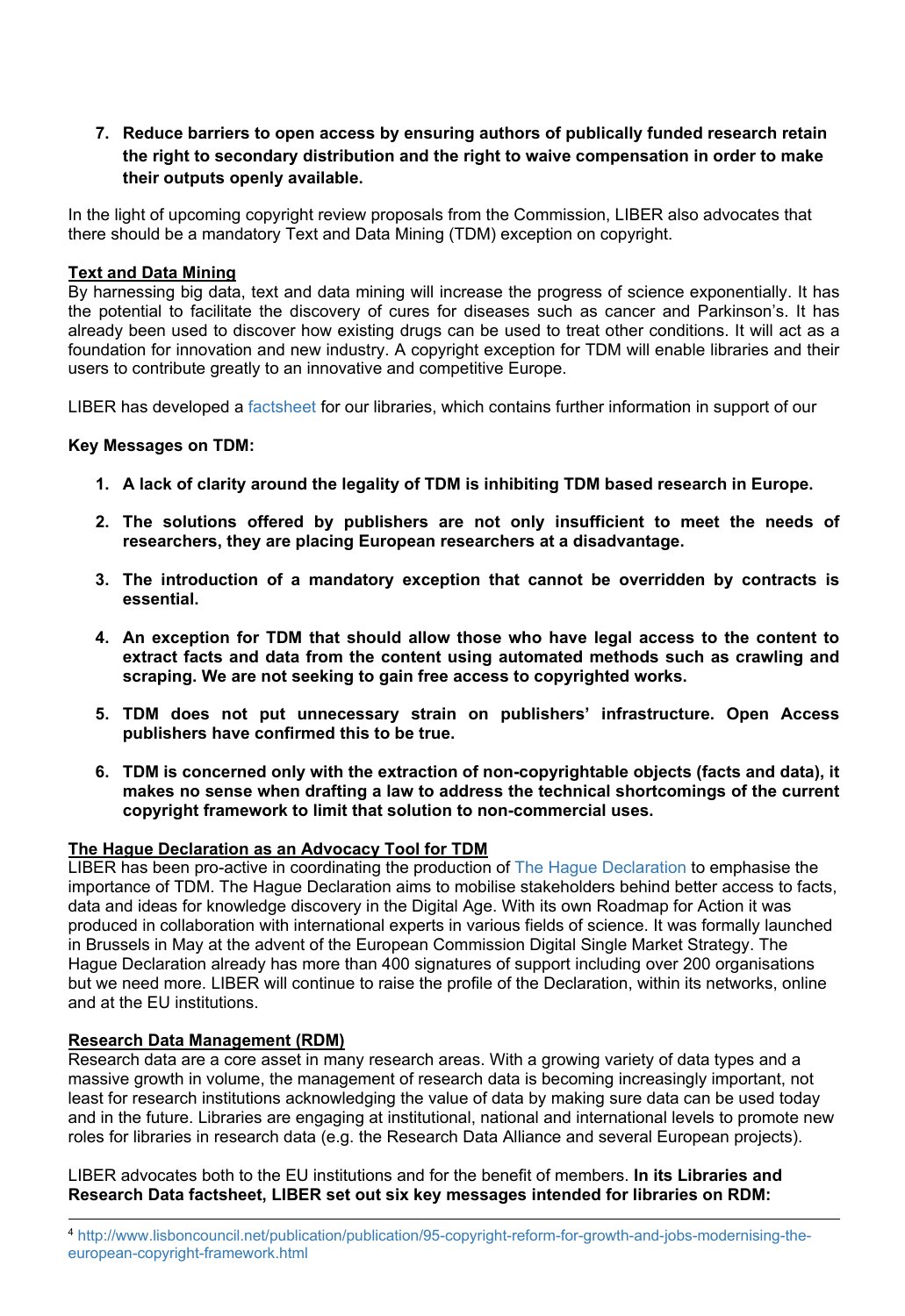7. **Reduce barriers to open access by ensuring authors of publically funded research retain the right to secondary distribution and the right to waive compensation in order to make their outputs openly available.**

In the light of upcoming copyright review proposals from the Commission, LIBER also advocates that there should be a mandatory Text and Data Mining (TDM) exception on copyright.

## Text and Data Mining

By harnessing big data, text and data mining will increase the progress of science exponentially. It has the potential to facilitate the discovery of cures for diseases such as cancer and Parkinson's. It has already been used to discover how existing drugs can be used to treat other conditions. It will act as a foundation for innovation and new industry. A copyright exception for TDM will enable libraries and their users to contribute greatly to an innovative and competitive Europe.

LIBER has developed a factsheet for our libraries, which contains further information in support of our

**Key Messages on TDM:**

1. **A lack of clarity around the legality of TDM is inhibiting TDM based research in Europe.**
2. **The solutions offered by publishers are not only insufficient to meet the needs of researchers, they are placing European researchers at a disadvantage.**
3. **The introduction of a mandatory exception that cannot be overridden by contracts is essential.**
4. **An exception for TDM that should allow those who have legal access to the content to extract facts and data from the content using automated methods such as crawling and scraping. We are not seeking to gain free access to copyrighted works.**
5. **TDM does not put unnecessary strain on publishers' infrastructure. Open Access publishers have confirmed this to be true.**
6. **TDM is concerned only with the extraction of non-copyrightable objects (facts and data), it makes no sense when drafting a law to address the technical shortcomings of the current copyright framework to limit that solution to non-commercial uses.**

## The Hague Declaration as an Advocacy Tool for TDM

LIBER has been pro-active in coordinating the production of The Hague Declaration to emphasise the importance of TDM. The Hague Declaration aims to mobilise stakeholders behind better access to facts, data and ideas for knowledge discovery in the Digital Age. With its own Roadmap for Action it was produced in collaboration with international experts in various fields of science. It was formally launched in Brussels in May at the advent of the European Commission Digital Single Market Strategy. The Hague Declaration already has more than 400 signatures of support including over 200 organisations but we need more. LIBER will continue to raise the profile of the Declaration, within its networks, online and at the EU institutions.

## Research Data Management (RDM)

Research data are a core asset in many research areas. With a growing variety of data types and a massive growth in volume, the management of research data is becoming increasingly important, not least for research institutions acknowledging the value of data by making sure data can be used today and in the future. Libraries are engaging at institutional, national and international levels to promote new roles for libraries in research data (e.g. the Research Data Alliance and several European projects).

LIBER advocates both to the EU institutions and for the benefit of members. **In its Libraries and Research Data factsheet, LIBER set out six key messages intended for libraries on RDM:**

[4] http://www.lisboncouncil.net/publication/publication/95-copyright-reform-for-growth-and-jobs-modernising-the-european-copyright-framework.html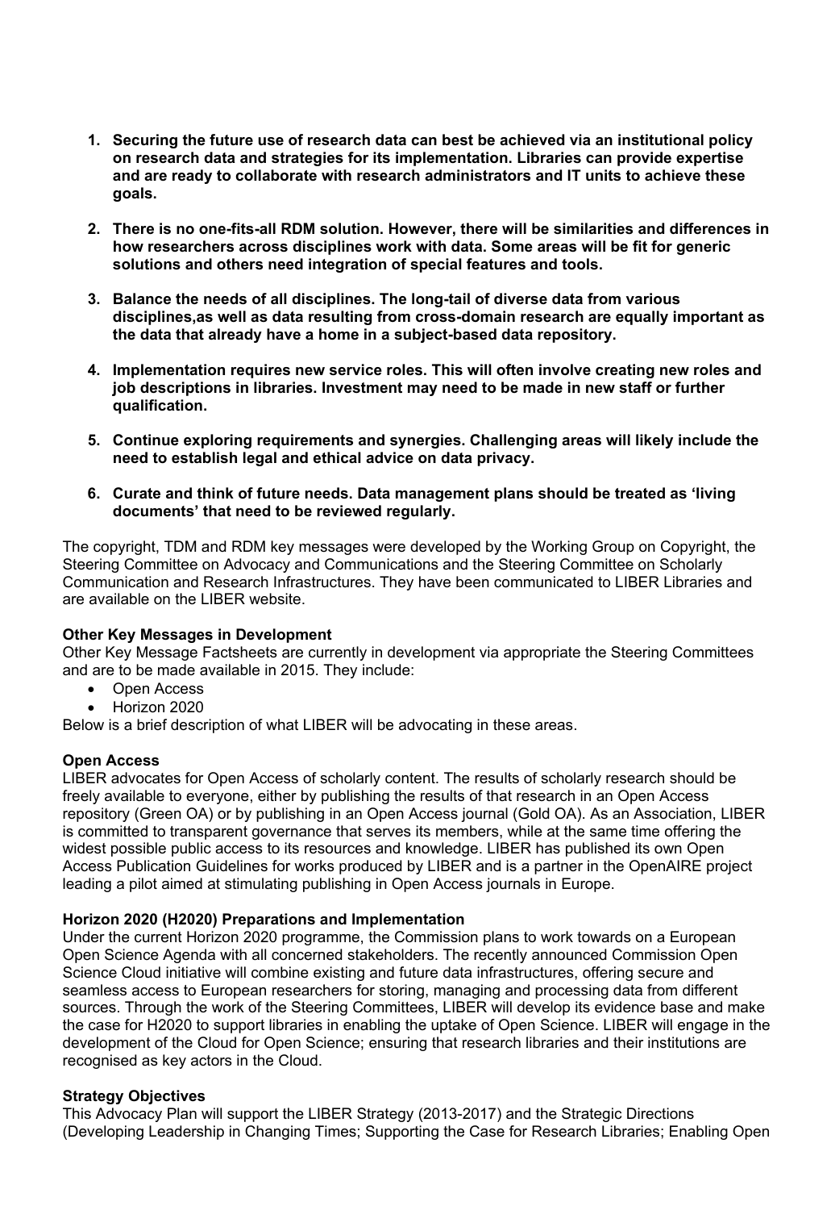1. **Securing the future use of research data can best be achieved via an institutional policy on research data and strategies for its implementation. Libraries can provide expertise and are ready to collaborate with research administrators and IT units to achieve these goals.**

2. **There is no one-fits-all RDM solution. However, there will be similarities and differences in how researchers across disciplines work with data. Some areas will be fit for generic solutions and others need integration of special features and tools.**

3. **Balance the needs of all disciplines. The long-tail of diverse data from various disciplines,as well as data resulting from cross-domain research are equally important as the data that already have a home in a subject-based data repository.**

4. **Implementation requires new service roles. This will often involve creating new roles and job descriptions in libraries. Investment may need to be made in new staff or further qualification.**

5. **Continue exploring requirements and synergies. Challenging areas will likely include the need to establish legal and ethical advice on data privacy.**

6. **Curate and think of future needs. Data management plans should be treated as 'living documents' that need to be reviewed regularly.**

The copyright, TDM and RDM key messages were developed by the Working Group on Copyright, the Steering Committee on Advocacy and Communications and the Steering Committee on Scholarly Communication and Research Infrastructures. They have been communicated to LIBER Libraries and are available on the LIBER website.

**Other Key Messages in Development**
Other Key Message Factsheets are currently in development via appropriate the Steering Committees and are to be made available in 2015. They include:

- Open Access
- Horizon 2020

Below is a brief description of what LIBER will be advocating in these areas.

**Open Access**
LIBER advocates for Open Access of scholarly content. The results of scholarly research should be freely available to everyone, either by publishing the results of that research in an Open Access repository (Green OA) or by publishing in an Open Access journal (Gold OA). As an Association, LIBER is committed to transparent governance that serves its members, while at the same time offering the widest possible public access to its resources and knowledge. LIBER has published its own Open Access Publication Guidelines for works produced by LIBER and is a partner in the OpenAIRE project leading a pilot aimed at stimulating publishing in Open Access journals in Europe.

**Horizon 2020 (H2020) Preparations and Implementation**
Under the current Horizon 2020 programme, the Commission plans to work towards on a European Open Science Agenda with all concerned stakeholders. The recently announced Commission Open Science Cloud initiative will combine existing and future data infrastructures, offering secure and seamless access to European researchers for storing, managing and processing data from different sources. Through the work of the Steering Committees, LIBER will develop its evidence base and make the case for H2020 to support libraries in enabling the uptake of Open Science. LIBER will engage in the development of the Cloud for Open Science; ensuring that research libraries and their institutions are recognised as key actors in the Cloud.

**Strategy Objectives**
This Advocacy Plan will support the LIBER Strategy (2013-2017) and the Strategic Directions (Developing Leadership in Changing Times; Supporting the Case for Research Libraries; Enabling Open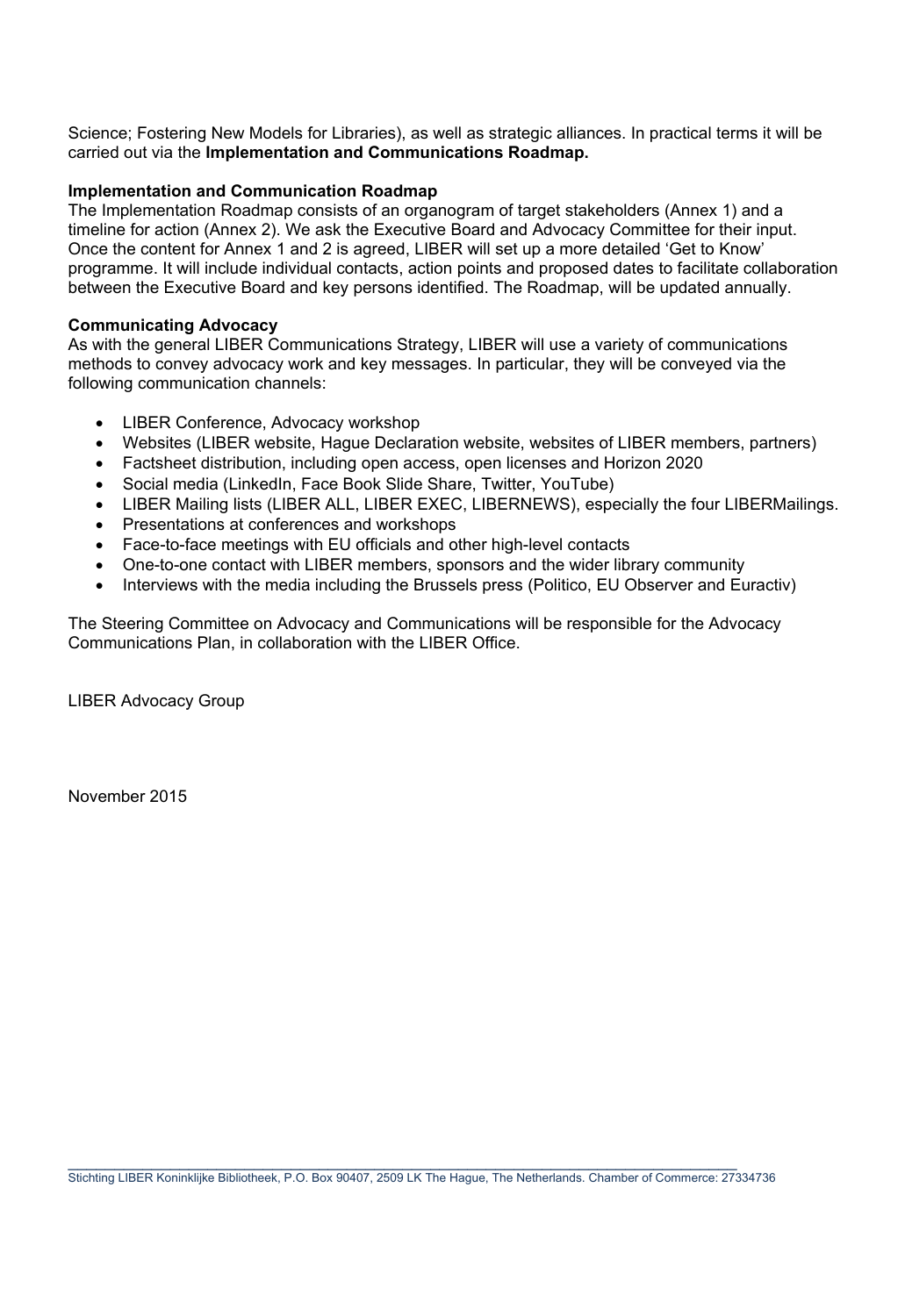Science; Fostering New Models for Libraries), as well as strategic alliances. In practical terms it will be carried out via the **Implementation and Communications Roadmap.**

**Implementation and Communication Roadmap**

The Implementation Roadmap consists of an organogram of target stakeholders (Annex 1) and a timeline for action (Annex 2). We ask the Executive Board and Advocacy Committee for their input. Once the content for Annex 1 and 2 is agreed, LIBER will set up a more detailed 'Get to Know' programme. It will include individual contacts, action points and proposed dates to facilitate collaboration between the Executive Board and key persons identified. The Roadmap, will be updated annually.

**Communicating Advocacy**

As with the general LIBER Communications Strategy, LIBER will use a variety of communications methods to convey advocacy work and key messages. In particular, they will be conveyed via the following communication channels:

- LIBER Conference, Advocacy workshop
- Websites (LIBER website, Hague Declaration website, websites of LIBER members, partners)
- Factsheet distribution, including open access, open licenses and Horizon 2020
- Social media (LinkedIn, Face Book Slide Share, Twitter, YouTube)
- LIBER Mailing lists (LIBER ALL, LIBER EXEC, LIBERNEWS), especially the four LIBERMailings.
- Presentations at conferences and workshops
- Face-to-face meetings with EU officials and other high-level contacts
- One-to-one contact with LIBER members, sponsors and the wider library community
- Interviews with the media including the Brussels press (Politico, EU Observer and Euractiv)

The Steering Committee on Advocacy and Communications will be responsible for the Advocacy Communications Plan, in collaboration with the LIBER Office.

LIBER Advocacy Group

November 2015

Stichting LIBER Koninklijke Bibliotheek, P.O. Box 90407, 2509 LK The Hague, The Netherlands. Chamber of Commerce: 27334736